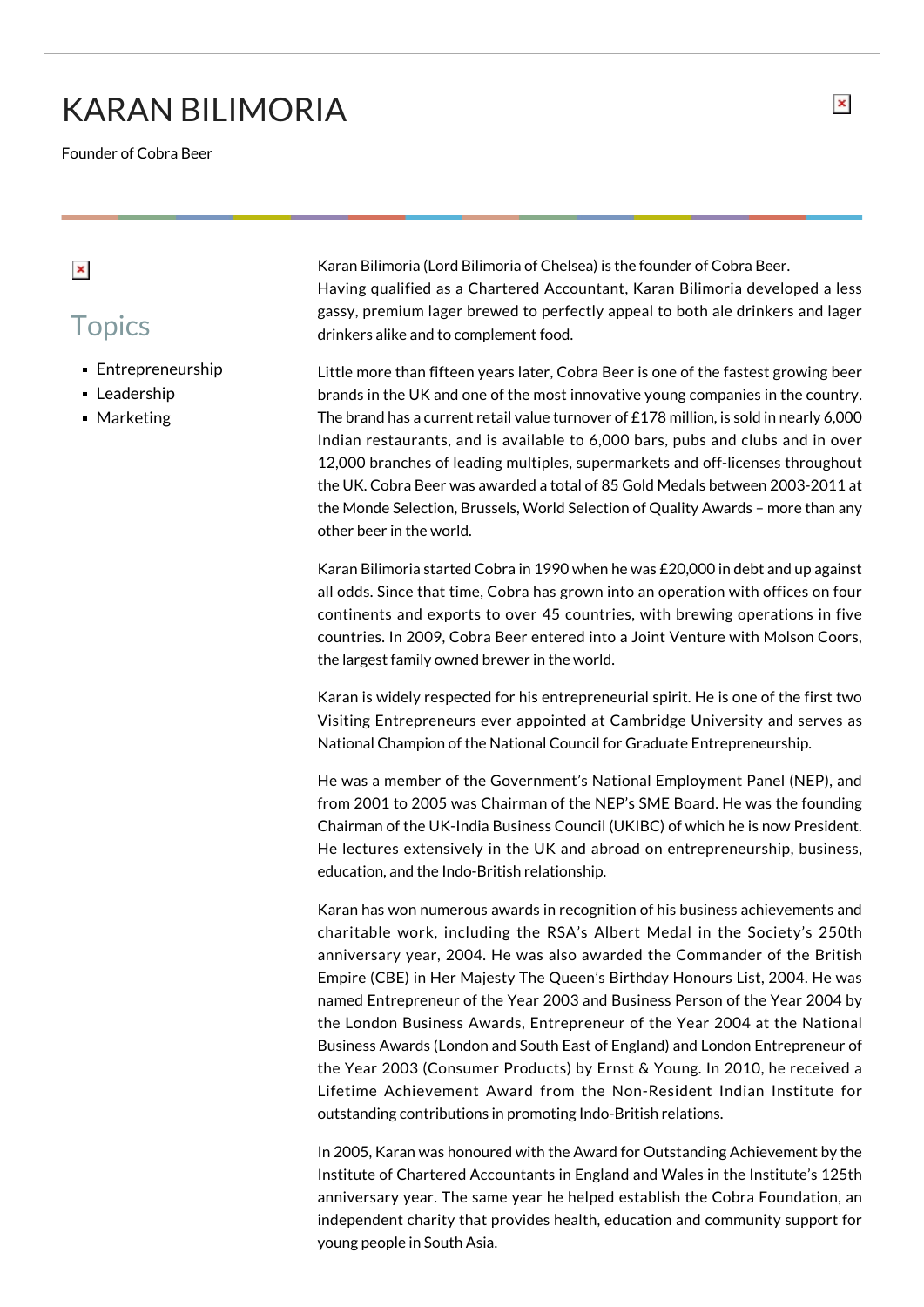# KARAN BILIMORIA

Founder of Cobra Beer

## Topics

- Entrepreneurship
- Leadership
- Marketing

Karan Bilimoria (Lord Bilimoria of Chelsea) is the founder of Cobra Beer.
Having qualified as a Chartered Accountant, Karan Bilimoria developed a less gassy, premium lager brewed to perfectly appeal to both ale drinkers and lager drinkers alike and to complement food.

Little more than fifteen years later, Cobra Beer is one of the fastest growing beer brands in the UK and one of the most innovative young companies in the country. The brand has a current retail value turnover of £178 million, is sold in nearly 6,000 Indian restaurants, and is available to 6,000 bars, pubs and clubs and in over 12,000 branches of leading multiples, supermarkets and off-licenses throughout the UK. Cobra Beer was awarded a total of 85 Gold Medals between 2003-2011 at the Monde Selection, Brussels, World Selection of Quality Awards – more than any other beer in the world.

Karan Bilimoria started Cobra in 1990 when he was £20,000 in debt and up against all odds. Since that time, Cobra has grown into an operation with offices on four continents and exports to over 45 countries, with brewing operations in five countries. In 2009, Cobra Beer entered into a Joint Venture with Molson Coors, the largest family owned brewer in the world.

Karan is widely respected for his entrepreneurial spirit. He is one of the first two Visiting Entrepreneurs ever appointed at Cambridge University and serves as National Champion of the National Council for Graduate Entrepreneurship.

He was a member of the Government's National Employment Panel (NEP), and from 2001 to 2005 was Chairman of the NEP's SME Board. He was the founding Chairman of the UK-India Business Council (UKIBC) of which he is now President. He lectures extensively in the UK and abroad on entrepreneurship, business, education, and the Indo-British relationship.

Karan has won numerous awards in recognition of his business achievements and charitable work, including the RSA's Albert Medal in the Society's 250th anniversary year, 2004. He was also awarded the Commander of the British Empire (CBE) in Her Majesty The Queen's Birthday Honours List, 2004. He was named Entrepreneur of the Year 2003 and Business Person of the Year 2004 by the London Business Awards, Entrepreneur of the Year 2004 at the National Business Awards (London and South East of England) and London Entrepreneur of the Year 2003 (Consumer Products) by Ernst & Young. In 2010, he received a Lifetime Achievement Award from the Non-Resident Indian Institute for outstanding contributions in promoting Indo-British relations.

In 2005, Karan was honoured with the Award for Outstanding Achievement by the Institute of Chartered Accountants in England and Wales in the Institute's 125th anniversary year. The same year he helped establish the Cobra Foundation, an independent charity that provides health, education and community support for young people in South Asia.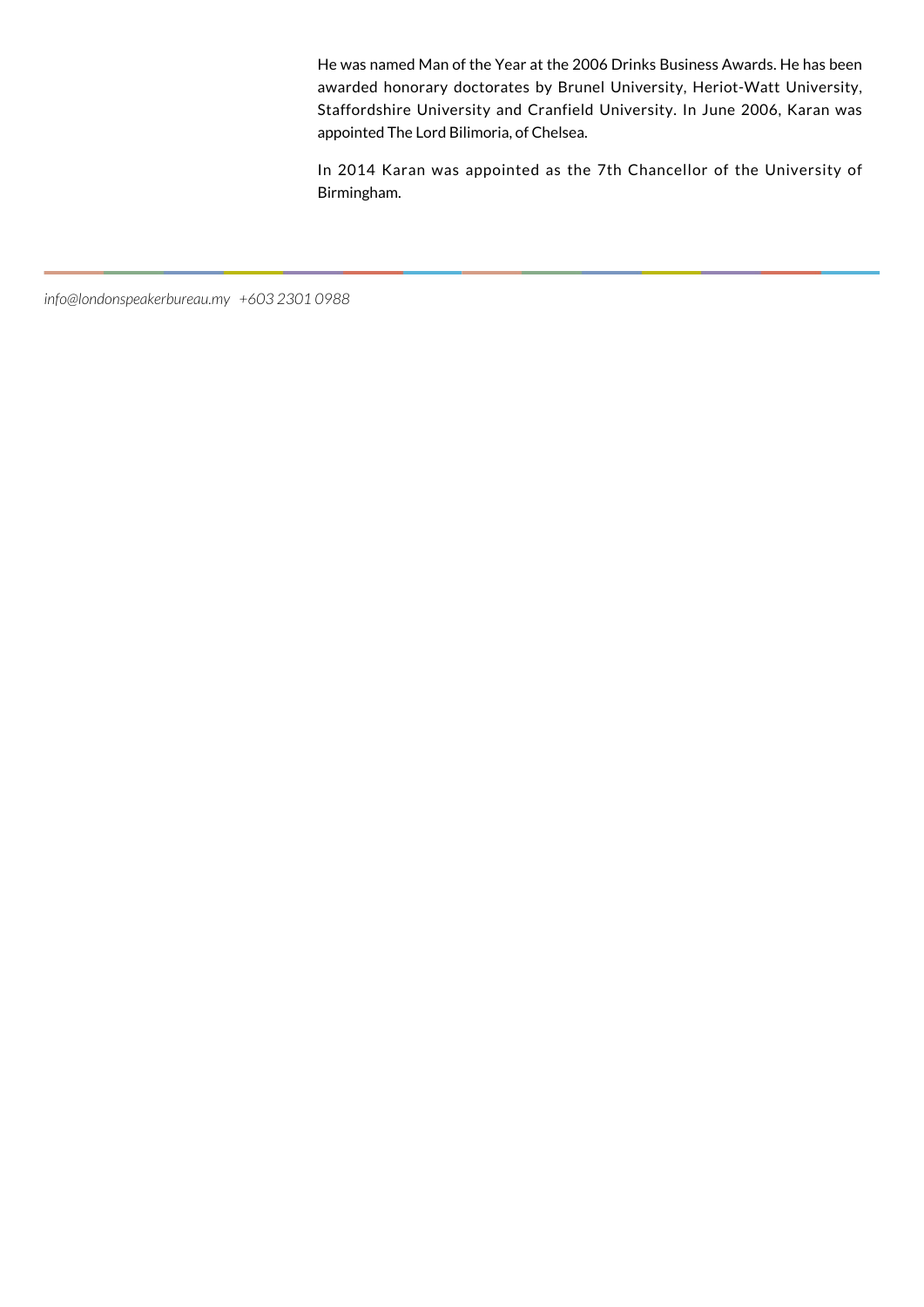He was named Man of the Year at the 2006 Drinks Business Awards. He has been awarded honorary doctorates by Brunel University, Heriot-Watt University, Staffordshire University and Cranfield University. In June 2006, Karan was appointed The Lord Bilimoria, of Chelsea.

In 2014 Karan was appointed as the 7th Chancellor of the University of Birmingham.